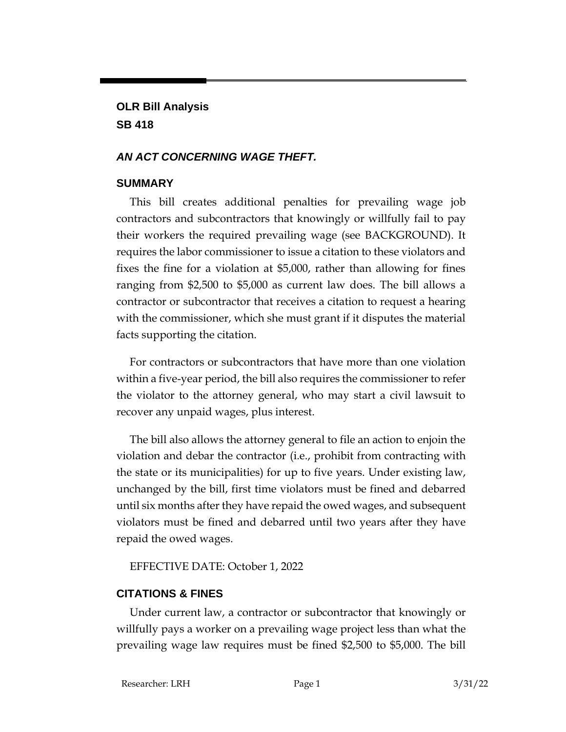**OLR Bill Analysis**
**SB 418**

## *AN ACT CONCERNING WAGE THEFT.*

### SUMMARY

This bill creates additional penalties for prevailing wage job contractors and subcontractors that knowingly or willfully fail to pay their workers the required prevailing wage (see BACKGROUND). It requires the labor commissioner to issue a citation to these violators and fixes the fine for a violation at $5,000, rather than allowing for fines ranging from $2,500 to $5,000 as current law does. The bill allows a contractor or subcontractor that receives a citation to request a hearing with the commissioner, which she must grant if it disputes the material facts supporting the citation.

For contractors or subcontractors that have more than one violation within a five-year period, the bill also requires the commissioner to refer the violator to the attorney general, who may start a civil lawsuit to recover any unpaid wages, plus interest.

The bill also allows the attorney general to file an action to enjoin the violation and debar the contractor (i.e., prohibit from contracting with the state or its municipalities) for up to five years. Under existing law, unchanged by the bill, first time violators must be fined and debarred until six months after they have repaid the owed wages, and subsequent violators must be fined and debarred until two years after they have repaid the owed wages.

EFFECTIVE DATE: October 1, 2022

### CITATIONS & FINES

Under current law, a contractor or subcontractor that knowingly or willfully pays a worker on a prevailing wage project less than what the prevailing wage law requires must be fined $2,500 to $5,000. The bill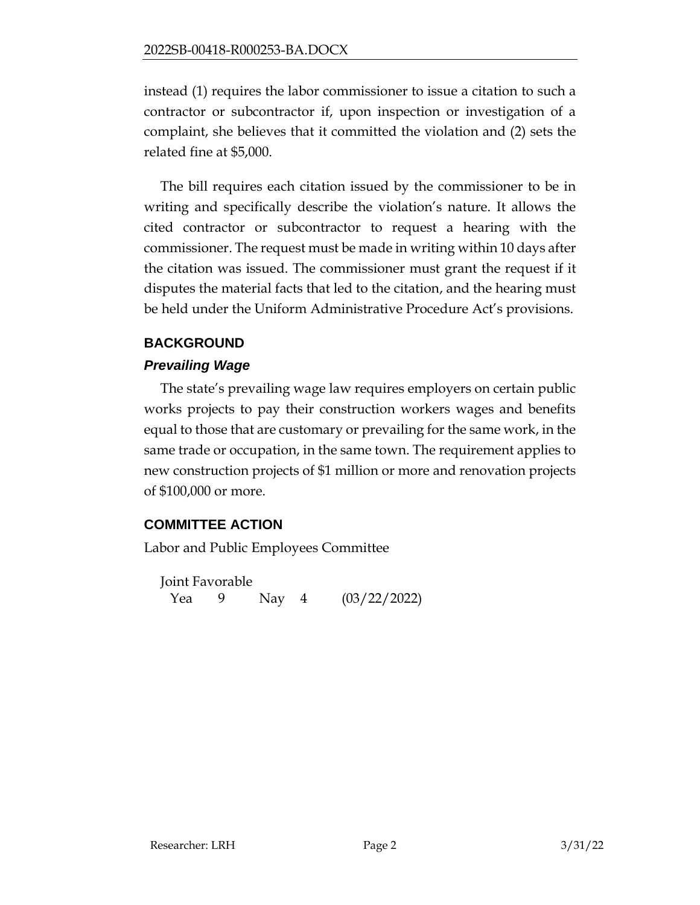instead (1) requires the labor commissioner to issue a citation to such a contractor or subcontractor if, upon inspection or investigation of a complaint, she believes that it committed the violation and (2) sets the related fine at $5,000.

The bill requires each citation issued by the commissioner to be in writing and specifically describe the violation's nature. It allows the cited contractor or subcontractor to request a hearing with the commissioner. The request must be made in writing within 10 days after the citation was issued. The commissioner must grant the request if it disputes the material facts that led to the citation, and the hearing must be held under the Uniform Administrative Procedure Act's provisions.

## BACKGROUND

### *Prevailing Wage*

The state's prevailing wage law requires employers on certain public works projects to pay their construction workers wages and benefits equal to those that are customary or prevailing for the same work, in the same trade or occupation, in the same town. The requirement applies to new construction projects of $1 million or more and renovation projects of $100,000 or more.

## COMMITTEE ACTION

Labor and Public Employees Committee

Joint Favorable
Yea 9 Nay 4 (03/22/2022)